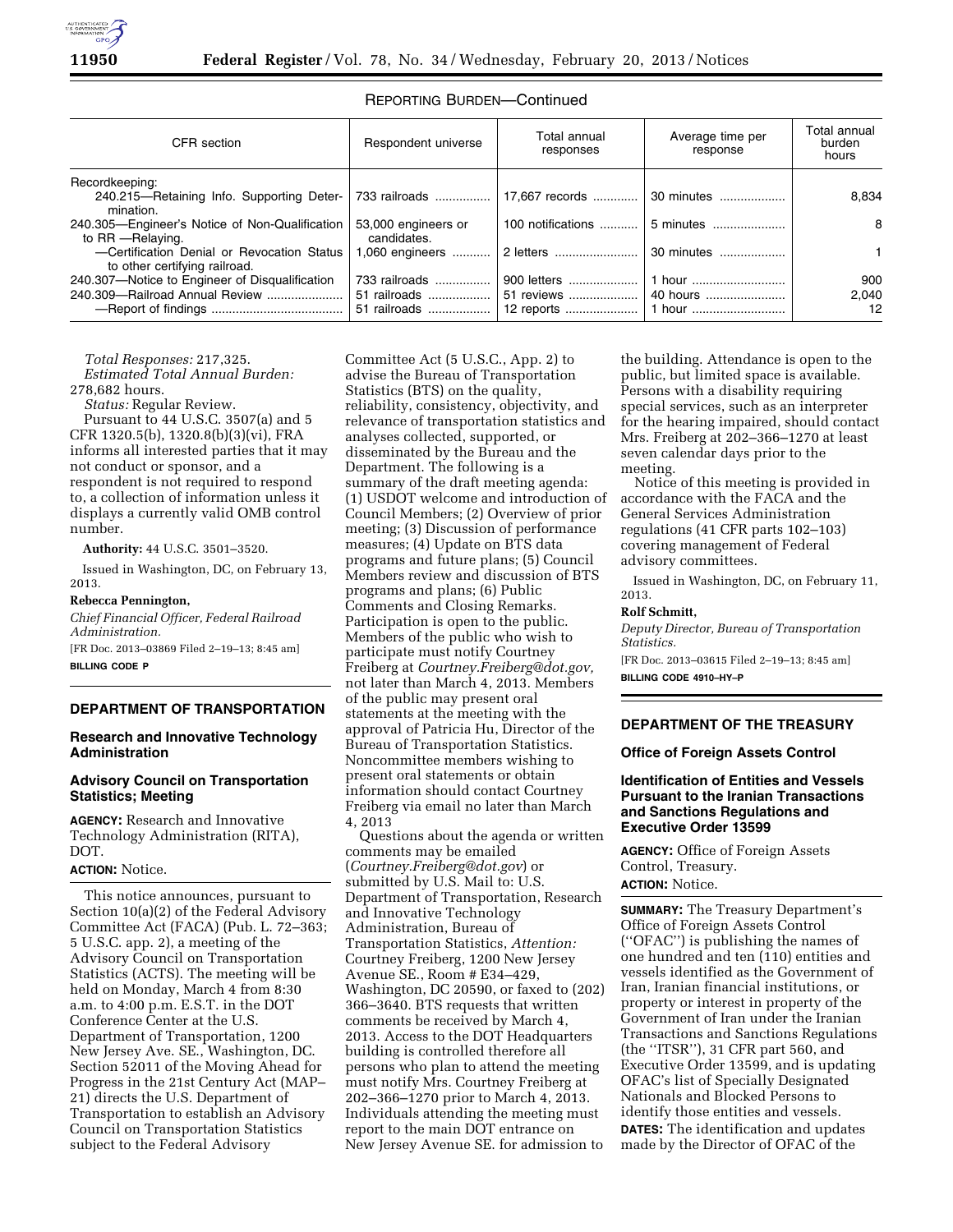REPORTING BURDEN—Continued

| CFR section | Respondent universe | Total annual responses | Average time per response | Total annual burden hours |
| --- | --- | --- | --- | --- |
| Recordkeeping: | | | | |
| 240.215—Retaining Info. Supporting Determination. | 733 railroads | 17,667 records | 30 minutes | 8,834 |
| 240.305—Engineer's Notice of Non-Qualification to RR —Relaying. | 53,000 engineers or candidates. | 100 notifications | 5 minutes | 8 |
| —Certification Denial or Revocation Status to other certifying railroad. | 1,060 engineers | 2 letters | 30 minutes | 1 |
| 240.307—Notice to Engineer of Disqualification | 733 railroads | 900 letters | 1 hour | 900 |
| 240.309—Railroad Annual Review | 51 railroads | 51 reviews | 40 hours | 2,040 |
| —Report of findings | 51 railroads | 12 reports | 1 hour | 12 |

*Total Responses:* 217,325.

*Estimated Total Annual Burden:* 278,682 hours.

*Status:* Regular Review.

Pursuant to 44 U.S.C. 3507(a) and 5 CFR 1320.5(b), 1320.8(b)(3)(vi), FRA informs all interested parties that it may not conduct or sponsor, and a respondent is not required to respond to, a collection of information unless it displays a currently valid OMB control number.

**Authority:** 44 U.S.C. 3501–3520.

Issued in Washington, DC, on February 13, 2013.

**Rebecca Pennington,**

*Chief Financial Officer, Federal Railroad Administration.*

[FR Doc. 2013–03869 Filed 2–19–13; 8:45 am]

**BILLING CODE P**

## DEPARTMENT OF TRANSPORTATION

### Research and Innovative Technology Administration

### Advisory Council on Transportation Statistics; Meeting

**AGENCY:** Research and Innovative Technology Administration (RITA), DOT.

**ACTION:** Notice.

This notice announces, pursuant to Section 10(a)(2) of the Federal Advisory Committee Act (FACA) (Pub. L. 72–363; 5 U.S.C. app. 2), a meeting of the Advisory Council on Transportation Statistics (ACTS). The meeting will be held on Monday, March 4 from 8:30 a.m. to 4:00 p.m. E.S.T. in the DOT Conference Center at the U.S. Department of Transportation, 1200 New Jersey Ave. SE., Washington, DC. Section 52011 of the Moving Ahead for Progress in the 21st Century Act (MAP–21) directs the U.S. Department of Transportation to establish an Advisory Council on Transportation Statistics subject to the Federal Advisory Committee Act (5 U.S.C., App. 2) to advise the Bureau of Transportation Statistics (BTS) on the quality, reliability, consistency, objectivity, and relevance of transportation statistics and analyses collected, supported, or disseminated by the Bureau and the Department. The following is a summary of the draft meeting agenda: (1) USDOT welcome and introduction of Council Members; (2) Overview of prior meeting; (3) Discussion of performance measures; (4) Update on BTS data programs and future plans; (5) Council Members review and discussion of BTS programs and plans; (6) Public Comments and Closing Remarks. Participation is open to the public. Members of the public who wish to participate must notify Courtney Freiberg at *Courtney.Freiberg@dot.gov,* not later than March 4, 2013. Members of the public may present oral statements at the meeting with the approval of Patricia Hu, Director of the Bureau of Transportation Statistics. Noncommittee members wishing to present oral statements or obtain information should contact Courtney Freiberg via email no later than March 4, 2013

Questions about the agenda or written comments may be emailed (*Courtney.Freiberg@dot.gov*) or submitted by U.S. Mail to: U.S. Department of Transportation, Research and Innovative Technology Administration, Bureau of Transportation Statistics, *Attention:* Courtney Freiberg, 1200 New Jersey Avenue SE., Room # E34–429, Washington, DC 20590, or faxed to (202) 366–3640. BTS requests that written comments be received by March 4, 2013. Access to the DOT Headquarters building is controlled therefore all persons who plan to attend the meeting must notify Mrs. Courtney Freiberg at 202–366–1270 prior to March 4, 2013. Individuals attending the meeting must report to the main DOT entrance on New Jersey Avenue SE. for admission to the building. Attendance is open to the public, but limited space is available. Persons with a disability requiring special services, such as an interpreter for the hearing impaired, should contact Mrs. Freiberg at 202–366–1270 at least seven calendar days prior to the meeting.

Notice of this meeting is provided in accordance with the FACA and the General Services Administration regulations (41 CFR parts 102–103) covering management of Federal advisory committees.

Issued in Washington, DC, on February 11, 2013.

**Rolf Schmitt,**

*Deputy Director, Bureau of Transportation Statistics.*

[FR Doc. 2013–03615 Filed 2–19–13; 8:45 am]

**BILLING CODE 4910–HY–P**

## DEPARTMENT OF THE TREASURY

### Office of Foreign Assets Control

### Identification of Entities and Vessels Pursuant to the Iranian Transactions and Sanctions Regulations and Executive Order 13599

**AGENCY:** Office of Foreign Assets Control, Treasury.

**ACTION:** Notice.

**SUMMARY:** The Treasury Department's Office of Foreign Assets Control (''OFAC'') is publishing the names of one hundred and ten (110) entities and vessels identified as the Government of Iran, Iranian financial institutions, or property or interest in property of the Government of Iran under the Iranian Transactions and Sanctions Regulations (the ''ITSR''), 31 CFR part 560, and Executive Order 13599, and is updating OFAC's list of Specially Designated Nationals and Blocked Persons to identify those entities and vessels.

**DATES:** The identification and updates made by the Director of OFAC of the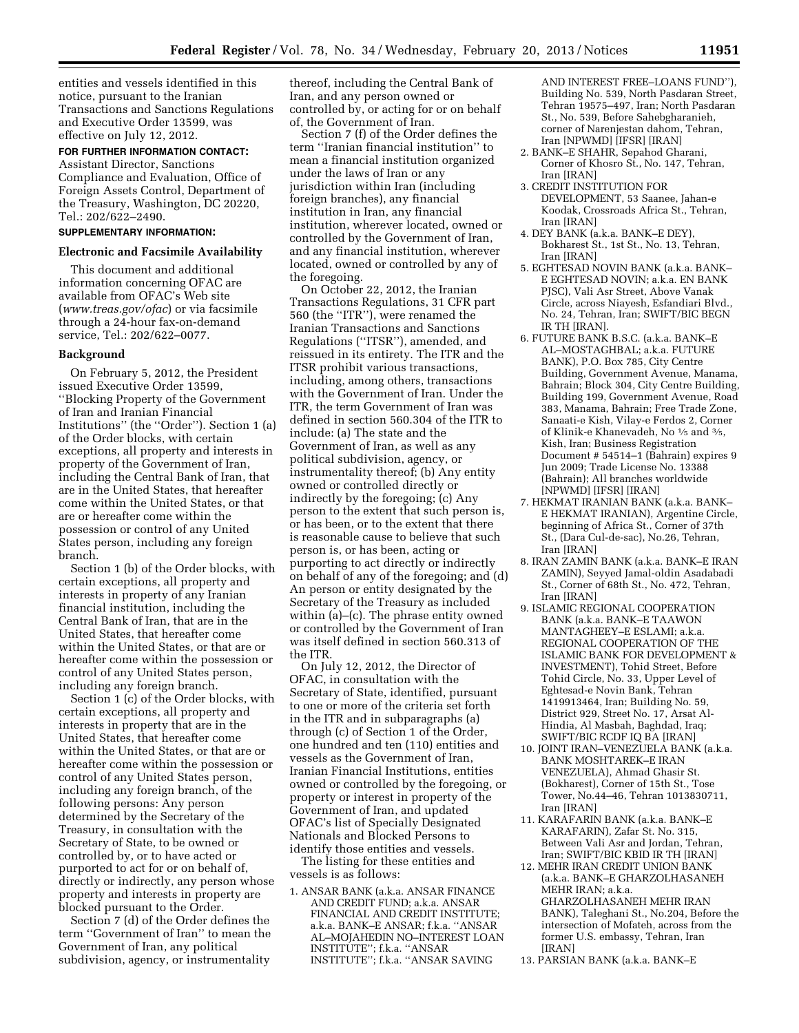entities and vessels identified in this notice, pursuant to the Iranian Transactions and Sanctions Regulations and Executive Order 13599, was effective on July 12, 2012.

**FOR FURTHER INFORMATION CONTACT:** Assistant Director, Sanctions Compliance and Evaluation, Office of Foreign Assets Control, Department of the Treasury, Washington, DC 20220, Tel.: 202/622–2490.

**SUPPLEMENTARY INFORMATION:**

### Electronic and Facsimile Availability

This document and additional information concerning OFAC are available from OFAC's Web site (*www.treas.gov/ofac*) or via facsimile through a 24-hour fax-on-demand service, Tel.: 202/622–0077.

### Background

On February 5, 2012, the President issued Executive Order 13599, ''Blocking Property of the Government of Iran and Iranian Financial Institutions'' (the ''Order''). Section 1 (a) of the Order blocks, with certain exceptions, all property and interests in property of the Government of Iran, including the Central Bank of Iran, that are in the United States, that hereafter come within the United States, or that are or hereafter come within the possession or control of any United States person, including any foreign branch.

Section 1 (b) of the Order blocks, with certain exceptions, all property and interests in property of any Iranian financial institution, including the Central Bank of Iran, that are in the United States, that hereafter come within the United States, or that are or hereafter come within the possession or control of any United States person, including any foreign branch.

Section 1 (c) of the Order blocks, with certain exceptions, all property and interests in property that are in the United States, that hereafter come within the United States, or that are or hereafter come within the possession or control of any United States person, including any foreign branch, of the following persons: Any person determined by the Secretary of the Treasury, in consultation with the Secretary of State, to be owned or controlled by, or to have acted or purported to act for or on behalf of, directly or indirectly, any person whose property and interests in property are blocked pursuant to the Order.

Section 7 (d) of the Order defines the term ''Government of Iran'' to mean the Government of Iran, any political subdivision, agency, or instrumentality thereof, including the Central Bank of Iran, and any person owned or controlled by, or acting for or on behalf of, the Government of Iran.

Section 7 (f) of the Order defines the term ''Iranian financial institution'' to mean a financial institution organized under the laws of Iran or any jurisdiction within Iran (including foreign branches), any financial institution in Iran, any financial institution, wherever located, owned or controlled by the Government of Iran, and any financial institution, wherever located, owned or controlled by any of the foregoing.

On October 22, 2012, the Iranian Transactions Regulations, 31 CFR part 560 (the ''ITR''), were renamed the Iranian Transactions and Sanctions Regulations (''ITSR''), amended, and reissued in its entirety. The ITR and the ITSR prohibit various transactions, including, among others, transactions with the Government of Iran. Under the ITR, the term Government of Iran was defined in section 560.304 of the ITR to include: (a) The state and the Government of Iran, as well as any political subdivision, agency, or instrumentality thereof; (b) Any entity owned or controlled directly or indirectly by the foregoing; (c) Any person to the extent that such person is, or has been, or to the extent that there is reasonable cause to believe that such person is, or has been, acting or purporting to act directly or indirectly on behalf of any of the foregoing; and (d) An person or entity designated by the Secretary of the Treasury as included within (a)–(c). The phrase entity owned or controlled by the Government of Iran was itself defined in section 560.313 of the ITR.

On July 12, 2012, the Director of OFAC, in consultation with the Secretary of State, identified, pursuant to one or more of the criteria set forth in the ITR and in subparagraphs (a) through (c) of Section 1 of the Order, one hundred and ten (110) entities and vessels as the Government of Iran, Iranian Financial Institutions, entities owned or controlled by the foregoing, or property or interest in property of the Government of Iran, and updated OFAC's list of Specially Designated Nationals and Blocked Persons to identify those entities and vessels.

The listing for these entities and vessels is as follows:

1. ANSAR BANK (a.k.a. ANSAR FINANCE AND CREDIT FUND; a.k.a. ANSAR FINANCIAL AND CREDIT INSTITUTE; a.k.a. BANK–E ANSAR; f.k.a. ''ANSAR AL–MOJAHEDIN NO–INTEREST LOAN INSTITUTE''; f.k.a. ''ANSAR INSTITUTE''; f.k.a. ''ANSAR SAVING AND INTEREST FREE–LOANS FUND''), Building No. 539, North Pasdaran Street, Tehran 19575–497, Iran; North Pasdaran St., No. 539, Before Sahebgharanieh, corner of Narenjestan dahom, Tehran, Iran [NPWMD] [IFSR] [IRAN]
2. BANK–E SHAHR, Sepahod Gharani, Corner of Khosro St., No. 147, Tehran, Iran [IRAN]
3. CREDIT INSTITUTION FOR DEVELOPMENT, 53 Saanee, Jahan-e Koodak, Crossroads Africa St., Tehran, Iran [IRAN]
4. DEY BANK (a.k.a. BANK–E DEY), Bokharest St., 1st St., No. 13, Tehran, Iran [IRAN]
5. EGHTESAD NOVIN BANK (a.k.a. BANK–E EGHTESAD NOVIN; a.k.a. EN BANK PJSC), Vali Asr Street, Above Vanak Circle, across Niayesh, Esfandiari Blvd., No. 24, Tehran, Iran; SWIFT/BIC BEGN IR TH [IRAN].
6. FUTURE BANK B.S.C. (a.k.a. BANK–E AL–MOSTAGHBAL; a.k.a. FUTURE BANK), P.O. Box 785, City Centre Building, Government Avenue, Manama, Bahrain; Block 304, City Centre Building, Building 199, Government Avenue, Road 383, Manama, Bahrain; Free Trade Zone, Sanaati-e Kish, Vilay-e Ferdos 2, Corner of Klinik-e Khanevadeh, No 1/5 and 3/5, Kish, Iran; Business Registration Document # 54514–1 (Bahrain) expires 9 Jun 2009; Trade License No. 13388 (Bahrain); All branches worldwide [NPWMD] [IFSR] [IRAN]
7. HEKMAT IRANIAN BANK (a.k.a. BANK–E HEKMAT IRANIAN), Argentine Circle, beginning of Africa St., Corner of 37th St., (Dara Cul-de-sac), No.26, Tehran, Iran [IRAN]
8. IRAN ZAMIN BANK (a.k.a. BANK–E IRAN ZAMIN), Seyyed Jamal-oldin Asadabadi St., Corner of 68th St., No. 472, Tehran, Iran [IRAN]
9. ISLAMIC REGIONAL COOPERATION BANK (a.k.a. BANK–E TAAWON MANTAGHEEY–E ESLAMI; a.k.a. REGIONAL COOPERATION OF THE ISLAMIC BANK FOR DEVELOPMENT & INVESTMENT), Tohid Street, Before Tohid Circle, No. 33, Upper Level of Eghtesad-e Novin Bank, Tehran 1419913464, Iran; Building No. 59, District 929, Street No. 17, Arsat Al-Hindia, Al Masbah, Baghdad, Iraq; SWIFT/BIC RCDF IQ BA [IRAN]
10. JOINT IRAN–VENEZUELA BANK (a.k.a. BANK MOSHTAREK–E IRAN VENEZUELA), Ahmad Ghasir St. (Bokharest), Corner of 15th St., Tose Tower, No.44–46, Tehran 1013830711, Iran [IRAN]
11. KARAFARIN BANK (a.k.a. BANK–E KARAFARIN), Zafar St. No. 315, Between Vali Asr and Jordan, Tehran, Iran; SWIFT/BIC KBID IR TH [IRAN]
12. MEHR IRAN CREDIT UNION BANK (a.k.a. BANK–E GHARZOLHASANEH MEHR IRAN; a.k.a. GHARZOLHASANEH MEHR IRAN BANK), Taleghani St., No.204, Before the intersection of Mofateh, across from the former U.S. embassy, Tehran, Iran [IRAN]
13. PARSIAN BANK (a.k.a. BANK–E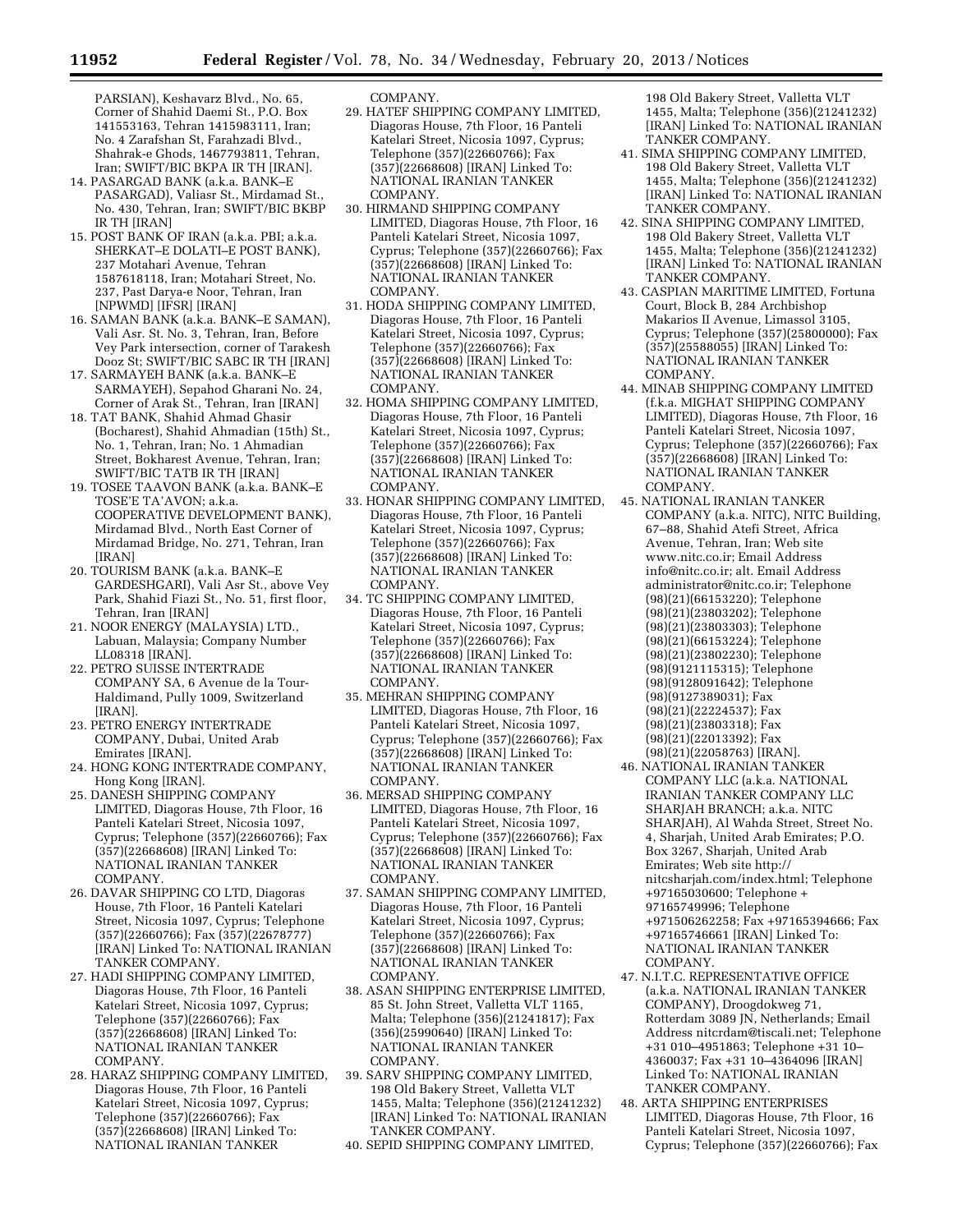PARSIAN), Keshavarz Blvd., No. 65, Corner of Shahid Daemi St., P.O. Box 141553163, Tehran 1415983111, Iran; No. 4 Zarafshan St, Farahzadi Blvd., Shahrak-e Ghods, 1467793811, Tehran, Iran; SWIFT/BIC BKPA IR TH [IRAN].

14. PASARGAD BANK (a.k.a. BANK–E PASARGAD), Valiasr St., Mirdamad St., No. 430, Tehran, Iran; SWIFT/BIC BKBP IR TH [IRAN]
15. POST BANK OF IRAN (a.k.a. PBI; a.k.a. SHERKAT–E DOLATI–E POST BANK), 237 Motahari Avenue, Tehran 1587618118, Iran; Motahari Street, No. 237, Past Darya-e Noor, Tehran, Iran [NPWMD] [IFSR] [IRAN]
16. SAMAN BANK (a.k.a. BANK–E SAMAN), Vali Asr. St. No. 3, Tehran, Iran, Before Vey Park intersection, corner of Tarakesh Dooz St; SWIFT/BIC SABC IR TH [IRAN]
17. SARMAYEH BANK (a.k.a. BANK–E SARMAYEH), Sepahod Gharani No. 24, Corner of Arak St., Tehran, Iran [IRAN]
18. TAT BANK, Shahid Ahmad Ghasir (Bocharest), Shahid Ahmadian (15th) St., No. 1, Tehran, Iran; No. 1 Ahmadian Street, Bokharest Avenue, Tehran, Iran; SWIFT/BIC TATB IR TH [IRAN]
19. TOSEE TAAVON BANK (a.k.a. BANK–E TOSE'E TA'AVON; a.k.a. COOPERATIVE DEVELOPMENT BANK), Mirdamad Blvd., North East Corner of Mirdamad Bridge, No. 271, Tehran, Iran [IRAN]
20. TOURISM BANK (a.k.a. BANK–E GARDESHGARI), Vali Asr St., above Vey Park, Shahid Fiazi St., No. 51, first floor, Tehran, Iran [IRAN]
21. NOOR ENERGY (MALAYSIA) LTD., Labuan, Malaysia; Company Number LL08318 [IRAN].
22. PETRO SUISSE INTERTRADE COMPANY SA, 6 Avenue de la Tour-Haldimand, Pully 1009, Switzerland [IRAN].
23. PETRO ENERGY INTERTRADE COMPANY, Dubai, United Arab Emirates [IRAN].
24. HONG KONG INTERTRADE COMPANY, Hong Kong [IRAN].
25. DANESH SHIPPING COMPANY LIMITED, Diagoras House, 7th Floor, 16 Panteli Katelari Street, Nicosia 1097, Cyprus; Telephone (357)(22660766); Fax (357)(22668608) [IRAN] Linked To: NATIONAL IRANIAN TANKER COMPANY.
26. DAVAR SHIPPING CO LTD, Diagoras House, 7th Floor, 16 Panteli Katelari Street, Nicosia 1097, Cyprus; Telephone (357)(22660766); Fax (357)(22678777) [IRAN] Linked To: NATIONAL IRANIAN TANKER COMPANY.
27. HADI SHIPPING COMPANY LIMITED, Diagoras House, 7th Floor, 16 Panteli Katelari Street, Nicosia 1097, Cyprus; Telephone (357)(22660766); Fax (357)(22668608) [IRAN] Linked To: NATIONAL IRANIAN TANKER COMPANY.
28. HARAZ SHIPPING COMPANY LIMITED, Diagoras House, 7th Floor, 16 Panteli Katelari Street, Nicosia 1097, Cyprus; Telephone (357)(22660766); Fax (357)(22668608) [IRAN] Linked To: NATIONAL IRANIAN TANKER COMPANY.
29. HATEF SHIPPING COMPANY LIMITED, Diagoras House, 7th Floor, 16 Panteli Katelari Street, Nicosia 1097, Cyprus; Telephone (357)(22660766); Fax (357)(22668608) [IRAN] Linked To: NATIONAL IRANIAN TANKER COMPANY.
30. HIRMAND SHIPPING COMPANY LIMITED, Diagoras House, 7th Floor, 16 Panteli Katelari Street, Nicosia 1097, Cyprus; Telephone (357)(22660766); Fax (357)(22668608) [IRAN] Linked To: NATIONAL IRANIAN TANKER COMPANY.
31. HODA SHIPPING COMPANY LIMITED, Diagoras House, 7th Floor, 16 Panteli Katelari Street, Nicosia 1097, Cyprus; Telephone (357)(22660766); Fax (357)(22668608) [IRAN] Linked To: NATIONAL IRANIAN TANKER COMPANY.
32. HOMA SHIPPING COMPANY LIMITED, Diagoras House, 7th Floor, 16 Panteli Katelari Street, Nicosia 1097, Cyprus; Telephone (357)(22660766); Fax (357)(22668608) [IRAN] Linked To: NATIONAL IRANIAN TANKER COMPANY.
33. HONAR SHIPPING COMPANY LIMITED, Diagoras House, 7th Floor, 16 Panteli Katelari Street, Nicosia 1097, Cyprus; Telephone (357)(22660766); Fax (357)(22668608) [IRAN] Linked To: NATIONAL IRANIAN TANKER COMPANY.
34. TC SHIPPING COMPANY LIMITED, Diagoras House, 7th Floor, 16 Panteli Katelari Street, Nicosia 1097, Cyprus; Telephone (357)(22660766); Fax (357)(22668608) [IRAN] Linked To: NATIONAL IRANIAN TANKER COMPANY.
35. MEHRAN SHIPPING COMPANY LIMITED, Diagoras House, 7th Floor, 16 Panteli Katelari Street, Nicosia 1097, Cyprus; Telephone (357)(22660766); Fax (357)(22668608) [IRAN] Linked To: NATIONAL IRANIAN TANKER COMPANY.
36. MERSAD SHIPPING COMPANY LIMITED, Diagoras House, 7th Floor, 16 Panteli Katelari Street, Nicosia 1097, Cyprus; Telephone (357)(22660766); Fax (357)(22668608) [IRAN] Linked To: NATIONAL IRANIAN TANKER COMPANY.
37. SAMAN SHIPPING COMPANY LIMITED, Diagoras House, 7th Floor, 16 Panteli Katelari Street, Nicosia 1097, Cyprus; Telephone (357)(22660766); Fax (357)(22668608) [IRAN] Linked To: NATIONAL IRANIAN TANKER COMPANY.
38. ASAN SHIPPING ENTERPRISE LIMITED, 85 St. John Street, Valletta VLT 1165, Malta; Telephone (356)(21241817); Fax (356)(25990640) [IRAN] Linked To: NATIONAL IRANIAN TANKER COMPANY.
39. SARV SHIPPING COMPANY LIMITED, 198 Old Bakery Street, Valletta VLT 1455, Malta; Telephone (356)(21241232) [IRAN] Linked To: NATIONAL IRANIAN TANKER COMPANY.
40. SEPID SHIPPING COMPANY LIMITED, 198 Old Bakery Street, Valletta VLT 1455, Malta; Telephone (356)(21241232) [IRAN] Linked To: NATIONAL IRANIAN TANKER COMPANY.
41. SIMA SHIPPING COMPANY LIMITED, 198 Old Bakery Street, Valletta VLT 1455, Malta; Telephone (356)(21241232) [IRAN] Linked To: NATIONAL IRANIAN TANKER COMPANY.
42. SINA SHIPPING COMPANY LIMITED, 198 Old Bakery Street, Valletta VLT 1455, Malta; Telephone (356)(21241232) [IRAN] Linked To: NATIONAL IRANIAN TANKER COMPANY.
43. CASPIAN MARITIME LIMITED, Fortuna Court, Block B, 284 Archbishop Makarios II Avenue, Limassol 3105, Cyprus; Telephone (357)(25800000); Fax (357)(25588055) [IRAN] Linked To: NATIONAL IRANIAN TANKER COMPANY.
44. MINAB SHIPPING COMPANY LIMITED (f.k.a. MIGHAT SHIPPING COMPANY LIMITED), Diagoras House, 7th Floor, 16 Panteli Katelari Street, Nicosia 1097, Cyprus; Telephone (357)(22660766); Fax (357)(22668608) [IRAN] Linked To: NATIONAL IRANIAN TANKER COMPANY.
45. NATIONAL IRANIAN TANKER COMPANY (a.k.a. NITC), NITC Building, 67–88, Shahid Atefi Street, Africa Avenue, Tehran, Iran; Web site www.nitc.co.ir; Email Address info@nitc.co.ir; alt. Email Address administrator@nitc.co.ir; Telephone (98)(21)(66153220); Telephone (98)(21)(23803202); Telephone (98)(21)(23803303); Telephone (98)(21)(66153224); Telephone (98)(21)(23802230); Telephone (98)(9121115315); Telephone (98)(9128091642); Telephone (98)(9127389031); Fax (98)(21)(22224537); Fax (98)(21)(23803318); Fax (98)(21)(22013392); Fax (98)(21)(22058763) [IRAN].
46. NATIONAL IRANIAN TANKER COMPANY LLC (a.k.a. NATIONAL IRANIAN TANKER COMPANY LLC SHARJAH BRANCH; a.k.a. NITC SHARJAH), Al Wahda Street, Street No. 4, Sharjah, United Arab Emirates; P.O. Box 3267, Sharjah, United Arab Emirates; Web site http://nitcsharjah.com/index.html; Telephone +97165030600; Telephone +97165749996; Telephone +971506262258; Fax +97165394666; Fax +97165746661 [IRAN] Linked To: NATIONAL IRANIAN TANKER COMPANY.
47. N.I.T.C. REPRESENTATIVE OFFICE (a.k.a. NATIONAL IRANIAN TANKER COMPANY), Droogdokweg 71, Rotterdam 3089 JN, Netherlands; Email Address nitcrdam@tiscali.net; Telephone +31 010–4951863; Telephone +31 10–4360037; Fax +31 10–4364096 [IRAN] Linked To: NATIONAL IRANIAN TANKER COMPANY.
48. ARTA SHIPPING ENTERPRISES LIMITED, Diagoras House, 7th Floor, 16 Panteli Katelari Street, Nicosia 1097, Cyprus; Telephone (357)(22660766); Fax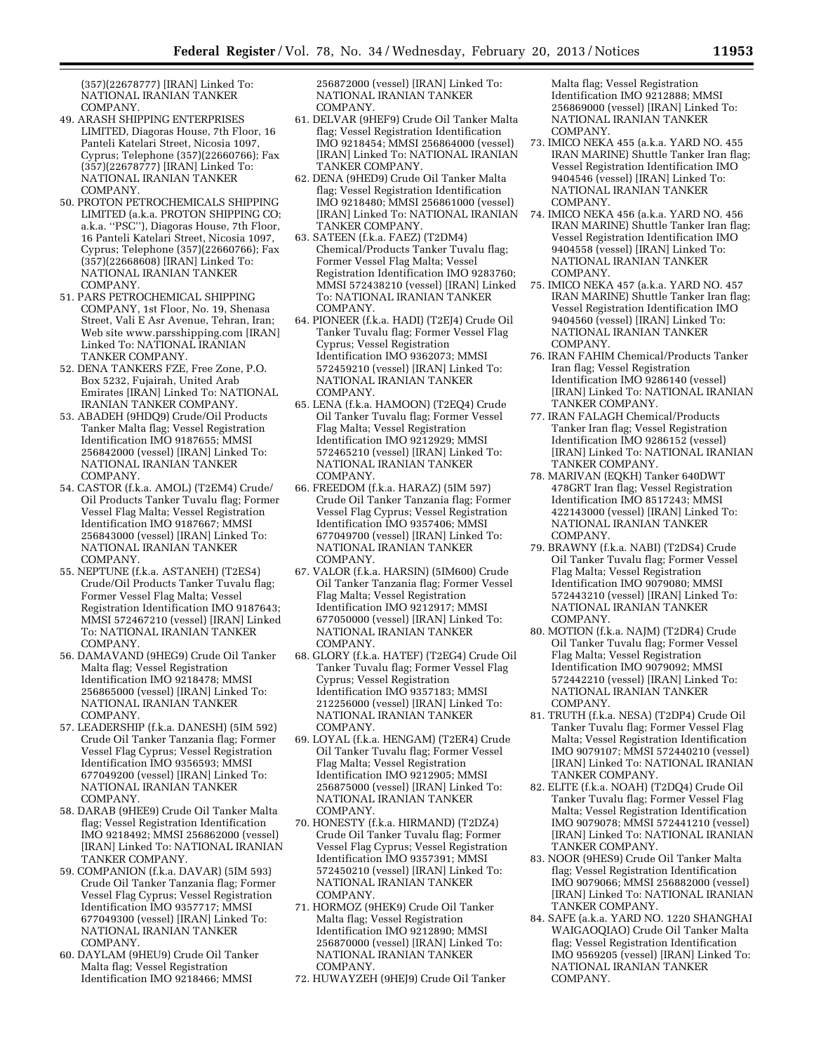(357)(22678777) [IRAN] Linked To: NATIONAL IRANIAN TANKER COMPANY.

49. ARASH SHIPPING ENTERPRISES LIMITED, Diagoras House, 7th Floor, 16 Panteli Katelari Street, Nicosia 1097, Cyprus; Telephone (357)(22660766); Fax (357)(22678777) [IRAN] Linked To: NATIONAL IRANIAN TANKER COMPANY.
50. PROTON PETROCHEMICALS SHIPPING LIMITED (a.k.a. PROTON SHIPPING CO; a.k.a. ''PSC''), Diagoras House, 7th Floor, 16 Panteli Katelari Street, Nicosia 1097, Cyprus; Telephone (357)(22660766); Fax (357)(22668608) [IRAN] Linked To: NATIONAL IRANIAN TANKER COMPANY.
51. PARS PETROCHEMICAL SHIPPING COMPANY, 1st Floor, No. 19, Shenasa Street, Vali E Asr Avenue, Tehran, Iran; Web site www.parsshipping.com [IRAN] Linked To: NATIONAL IRANIAN TANKER COMPANY.
52. DENA TANKERS FZE, Free Zone, P.O. Box 5232, Fujairah, United Arab Emirates [IRAN] Linked To: NATIONAL IRANIAN TANKER COMPANY.
53. ABADEH (9HDQ9) Crude/Oil Products Tanker Malta flag; Vessel Registration Identification IMO 9187655; MMSI 256842000 (vessel) [IRAN] Linked To: NATIONAL IRANIAN TANKER COMPANY.
54. CASTOR (f.k.a. AMOL) (T2EM4) Crude/Oil Products Tanker Tuvalu flag; Former Vessel Flag Malta; Vessel Registration Identification IMO 9187667; MMSI 256843000 (vessel) [IRAN] Linked To: NATIONAL IRANIAN TANKER COMPANY.
55. NEPTUNE (f.k.a. ASTANEH) (T2ES4) Crude/Oil Products Tanker Tuvalu flag; Former Vessel Flag Malta; Vessel Registration Identification IMO 9187643; MMSI 572467210 (vessel) [IRAN] Linked To: NATIONAL IRANIAN TANKER COMPANY.
56. DAMAVAND (9HEG9) Crude Oil Tanker Malta flag; Vessel Registration Identification IMO 9218478; MMSI 256865000 (vessel) [IRAN] Linked To: NATIONAL IRANIAN TANKER COMPANY.
57. LEADERSHIP (f.k.a. DANESH) (5IM 592) Crude Oil Tanker Tanzania flag; Former Vessel Flag Cyprus; Vessel Registration Identification IMO 9356593; MMSI 677049200 (vessel) [IRAN] Linked To: NATIONAL IRANIAN TANKER COMPANY.
58. DARAB (9HEE9) Crude Oil Tanker Malta flag; Vessel Registration Identification IMO 9218492; MMSI 256862000 (vessel) [IRAN] Linked To: NATIONAL IRANIAN TANKER COMPANY.
59. COMPANION (f.k.a. DAVAR) (5IM 593) Crude Oil Tanker Tanzania flag; Former Vessel Flag Cyprus; Vessel Registration Identification IMO 9357717; MMSI 677049300 (vessel) [IRAN] Linked To: NATIONAL IRANIAN TANKER COMPANY.
60. DAYLAM (9HEU9) Crude Oil Tanker Malta flag; Vessel Registration Identification IMO 9218466; MMSI 256872000 (vessel) [IRAN] Linked To: NATIONAL IRANIAN TANKER COMPANY.
61. DELVAR (9HEF9) Crude Oil Tanker Malta flag; Vessel Registration Identification IMO 9218454; MMSI 256864000 (vessel) [IRAN] Linked To: NATIONAL IRANIAN TANKER COMPANY.
62. DENA (9HED9) Crude Oil Tanker Malta flag; Vessel Registration Identification IMO 9218480; MMSI 256861000 (vessel) [IRAN] Linked To: NATIONAL IRANIAN TANKER COMPANY.
63. SATEEN (f.k.a. FAEZ) (T2DM4) Chemical/Products Tanker Tuvalu flag; Former Vessel Flag Malta; Vessel Registration Identification IMO 9283760; MMSI 572438210 (vessel) [IRAN] Linked To: NATIONAL IRANIAN TANKER COMPANY.
64. PIONEER (f.k.a. HADI) (T2EJ4) Crude Oil Tanker Tuvalu flag; Former Vessel Flag Cyprus; Vessel Registration Identification IMO 9362073; MMSI 572459210 (vessel) [IRAN] Linked To: NATIONAL IRANIAN TANKER COMPANY.
65. LENA (f.k.a. HAMOON) (T2EQ4) Crude Oil Tanker Tuvalu flag; Former Vessel Flag Malta; Vessel Registration Identification IMO 9212929; MMSI 572465210 (vessel) [IRAN] Linked To: NATIONAL IRANIAN TANKER COMPANY.
66. FREEDOM (f.k.a. HARAZ) (5IM 597) Crude Oil Tanker Tanzania flag; Former Vessel Flag Cyprus; Vessel Registration Identification IMO 9357406; MMSI 677049700 (vessel) [IRAN] Linked To: NATIONAL IRANIAN TANKER COMPANY.
67. VALOR (f.k.a. HARSIN) (5IM600) Crude Oil Tanker Tanzania flag; Former Vessel Flag Malta; Vessel Registration Identification IMO 9212917; MMSI 677050000 (vessel) [IRAN] Linked To: NATIONAL IRANIAN TANKER COMPANY.
68. GLORY (f.k.a. HATEF) (T2EG4) Crude Oil Tanker Tuvalu flag; Former Vessel Flag Cyprus; Vessel Registration Identification IMO 9357183; MMSI 212256000 (vessel) [IRAN] Linked To: NATIONAL IRANIAN TANKER COMPANY.
69. LOYAL (f.k.a. HENGAM) (T2ER4) Crude Oil Tanker Tuvalu flag; Former Vessel Flag Malta; Vessel Registration Identification IMO 9212905; MMSI 256875000 (vessel) [IRAN] Linked To: NATIONAL IRANIAN TANKER COMPANY.
70. HONESTY (f.k.a. HIRMAND) (T2DZ4) Crude Oil Tanker Tuvalu flag; Former Vessel Flag Cyprus; Vessel Registration Identification IMO 9357391; MMSI 572450210 (vessel) [IRAN] Linked To: NATIONAL IRANIAN TANKER COMPANY.
71. HORMOZ (9HEK9) Crude Oil Tanker Malta flag; Vessel Registration Identification IMO 9212890; MMSI 256870000 (vessel) [IRAN] Linked To: NATIONAL IRANIAN TANKER COMPANY.
72. HUWAYZEH (9HEJ9) Crude Oil Tanker Malta flag; Vessel Registration Identification IMO 9212888; MMSI 256869000 (vessel) [IRAN] Linked To: NATIONAL IRANIAN TANKER COMPANY.
73. IMICO NEKA 455 (a.k.a. YARD NO. 455 IRAN MARINE) Shuttle Tanker Iran flag; Vessel Registration Identification IMO 9404546 (vessel) [IRAN] Linked To: NATIONAL IRANIAN TANKER COMPANY.
74. IMICO NEKA 456 (a.k.a. YARD NO. 456 IRAN MARINE) Shuttle Tanker Iran flag; Vessel Registration Identification IMO 9404558 (vessel) [IRAN] Linked To: NATIONAL IRANIAN TANKER COMPANY.
75. IMICO NEKA 457 (a.k.a. YARD NO. 457 IRAN MARINE) Shuttle Tanker Iran flag; Vessel Registration Identification IMO 9404560 (vessel) [IRAN] Linked To: NATIONAL IRANIAN TANKER COMPANY.
76. IRAN FAHIM Chemical/Products Tanker Iran flag; Vessel Registration Identification IMO 9286140 (vessel) [IRAN] Linked To: NATIONAL IRANIAN TANKER COMPANY.
77. IRAN FALAGH Chemical/Products Tanker Iran flag; Vessel Registration Identification IMO 9286152 (vessel) [IRAN] Linked To: NATIONAL IRANIAN TANKER COMPANY.
78. MARIVAN (EQKH) Tanker 640DWT 478GRT Iran flag; Vessel Registration Identification IMO 8517243; MMSI 422143000 (vessel) [IRAN] Linked To: NATIONAL IRANIAN TANKER COMPANY.
79. BRAWNY (f.k.a. NABI) (T2DS4) Crude Oil Tanker Tuvalu flag; Former Vessel Flag Malta; Vessel Registration Identification IMO 9079080; MMSI 572443210 (vessel) [IRAN] Linked To: NATIONAL IRANIAN TANKER COMPANY.
80. MOTION (f.k.a. NAJM) (T2DR4) Crude Oil Tanker Tuvalu flag; Former Vessel Flag Malta; Vessel Registration Identification IMO 9079092; MMSI 572442210 (vessel) [IRAN] Linked To: NATIONAL IRANIAN TANKER COMPANY.
81. TRUTH (f.k.a. NESA) (T2DP4) Crude Oil Tanker Tuvalu flag; Former Vessel Flag Malta; Vessel Registration Identification IMO 9079107; MMSI 572440210 (vessel) [IRAN] Linked To: NATIONAL IRANIAN TANKER COMPANY.
82. ELITE (f.k.a. NOAH) (T2DQ4) Crude Oil Tanker Tuvalu flag; Former Vessel Flag Malta; Vessel Registration Identification IMO 9079078; MMSI 572441210 (vessel) [IRAN] Linked To: NATIONAL IRANIAN TANKER COMPANY.
83. NOOR (9HES9) Crude Oil Tanker Malta flag; Vessel Registration Identification IMO 9079066; MMSI 256882000 (vessel) [IRAN] Linked To: NATIONAL IRANIAN TANKER COMPANY.
84. SAFE (a.k.a. YARD NO. 1220 SHANGHAI WAIGAOQIAO) Crude Oil Tanker Malta flag; Vessel Registration Identification IMO 9569205 (vessel) [IRAN] Linked To: NATIONAL IRANIAN TANKER COMPANY.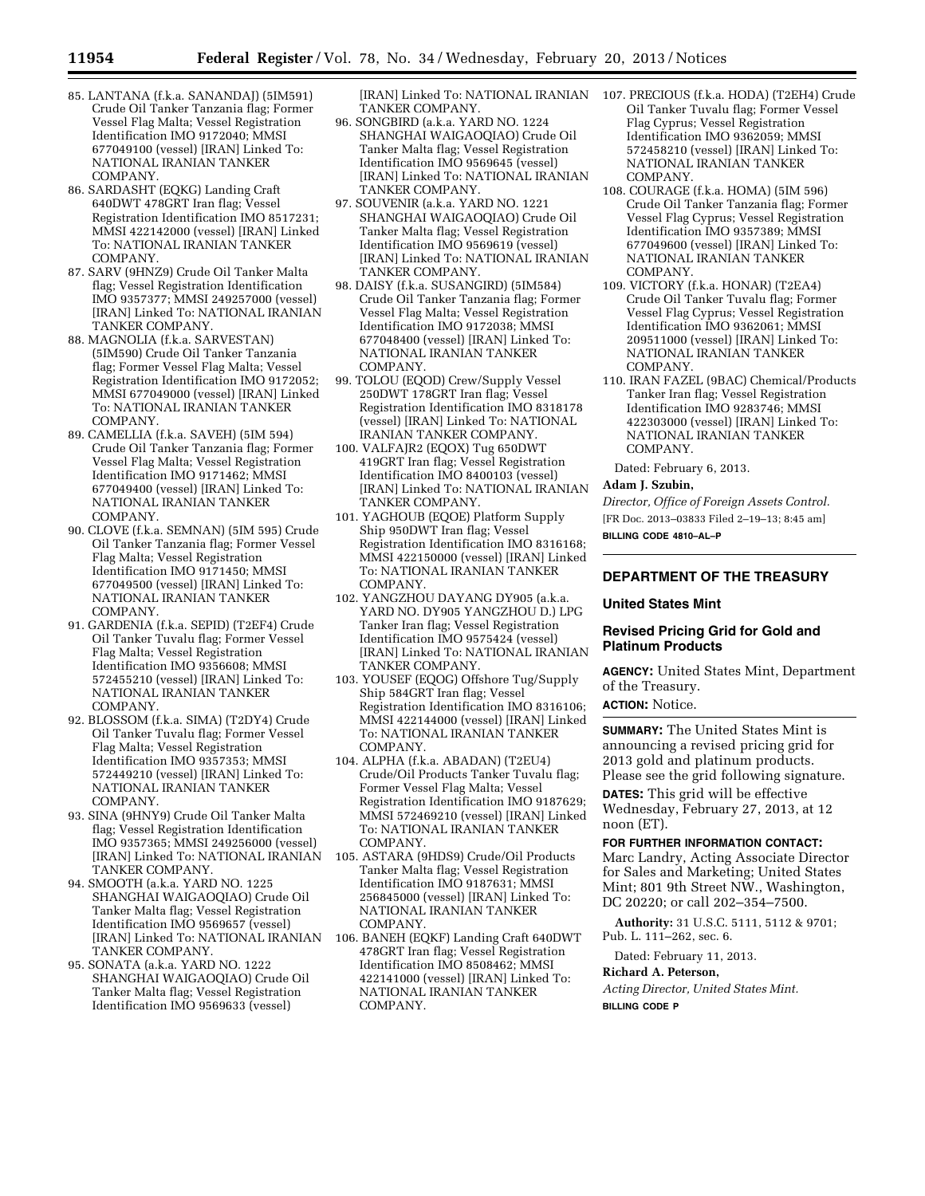85. LANTANA (f.k.a. SANANDAJ) (5IM591) Crude Oil Tanker Tanzania flag; Former Vessel Flag Malta; Vessel Registration Identification IMO 9172040; MMSI 677049100 (vessel) [IRAN] Linked To: NATIONAL IRANIAN TANKER COMPANY.
86. SARDASHT (EQKG) Landing Craft 640DWT 478GRT Iran flag; Vessel Registration Identification IMO 8517231; MMSI 422142000 (vessel) [IRAN] Linked To: NATIONAL IRANIAN TANKER COMPANY.
87. SARV (9HNZ9) Crude Oil Tanker Malta flag; Vessel Registration Identification IMO 9357377; MMSI 249257000 (vessel) [IRAN] Linked To: NATIONAL IRANIAN TANKER COMPANY.
88. MAGNOLIA (f.k.a. SARVESTAN) (5IM590) Crude Oil Tanker Tanzania flag; Former Vessel Flag Malta; Vessel Registration Identification IMO 9172052; MMSI 677049000 (vessel) [IRAN] Linked To: NATIONAL IRANIAN TANKER COMPANY.
89. CAMELLIA (f.k.a. SAVEH) (5IM 594) Crude Oil Tanker Tanzania flag; Former Vessel Flag Malta; Vessel Registration Identification IMO 9171462; MMSI 677049400 (vessel) [IRAN] Linked To: NATIONAL IRANIAN TANKER COMPANY.
90. CLOVE (f.k.a. SEMNAN) (5IM 595) Crude Oil Tanker Tanzania flag; Former Vessel Flag Malta; Vessel Registration Identification IMO 9171450; MMSI 677049500 (vessel) [IRAN] Linked To: NATIONAL IRANIAN TANKER COMPANY.
91. GARDENIA (f.k.a. SEPID) (T2EF4) Crude Oil Tanker Tuvalu flag; Former Vessel Flag Malta; Vessel Registration Identification IMO 9356608; MMSI 572455210 (vessel) [IRAN] Linked To: NATIONAL IRANIAN TANKER COMPANY.
92. BLOSSOM (f.k.a. SIMA) (T2DY4) Crude Oil Tanker Tuvalu flag; Former Vessel Flag Malta; Vessel Registration Identification IMO 9357353; MMSI 572449210 (vessel) [IRAN] Linked To: NATIONAL IRANIAN TANKER COMPANY.
93. SINA (9HNY9) Crude Oil Tanker Malta flag; Vessel Registration Identification IMO 9357365; MMSI 249256000 (vessel) [IRAN] Linked To: NATIONAL IRANIAN TANKER COMPANY.
94. SMOOTH (a.k.a. YARD NO. 1225 SHANGHAI WAIGAOQIAO) Crude Oil Tanker Malta flag; Vessel Registration Identification IMO 9569657 (vessel) [IRAN] Linked To: NATIONAL IRANIAN TANKER COMPANY.
95. SONATA (a.k.a. YARD NO. 1222 SHANGHAI WAIGAOQIAO) Crude Oil Tanker Malta flag; Vessel Registration Identification IMO 9569633 (vessel) [IRAN] Linked To: NATIONAL IRANIAN TANKER COMPANY.
96. SONGBIRD (a.k.a. YARD NO. 1224 SHANGHAI WAIGAOQIAO) Crude Oil Tanker Malta flag; Vessel Registration Identification IMO 9569645 (vessel) [IRAN] Linked To: NATIONAL IRANIAN TANKER COMPANY.
97. SOUVENIR (a.k.a. YARD NO. 1221 SHANGHAI WAIGAOQIAO) Crude Oil Tanker Malta flag; Vessel Registration Identification IMO 9569619 (vessel) [IRAN] Linked To: NATIONAL IRANIAN TANKER COMPANY.
98. DAISY (f.k.a. SUSANGIRD) (5IM584) Crude Oil Tanker Tanzania flag; Former Vessel Flag Malta; Vessel Registration Identification IMO 9172038; MMSI 677048400 (vessel) [IRAN] Linked To: NATIONAL IRANIAN TANKER COMPANY.
99. TOLOU (EQOD) Crew/Supply Vessel 250DWT 178GRT Iran flag; Vessel Registration Identification IMO 8318178 (vessel) [IRAN] Linked To: NATIONAL IRANIAN TANKER COMPANY.
100. VALFAJR2 (EQOX) Tug 650DWT 419GRT Iran flag; Vessel Registration Identification IMO 8400103 (vessel) [IRAN] Linked To: NATIONAL IRANIAN TANKER COMPANY.
101. YAGHOUB (EQOE) Platform Supply Ship 950DWT Iran flag; Vessel Registration Identification IMO 8316168; MMSI 422150000 (vessel) [IRAN] Linked To: NATIONAL IRANIAN TANKER COMPANY.
102. YANGZHOU DAYANG DY905 (a.k.a. YARD NO. DY905 YANGZHOU D.) LPG Tanker Iran flag; Vessel Registration Identification IMO 9575424 (vessel) [IRAN] Linked To: NATIONAL IRANIAN TANKER COMPANY.
103. YOUSEF (EQOG) Offshore Tug/Supply Ship 584GRT Iran flag; Vessel Registration Identification IMO 8316106; MMSI 422144000 (vessel) [IRAN] Linked To: NATIONAL IRANIAN TANKER COMPANY.
104. ALPHA (f.k.a. ABADAN) (T2EU4) Crude/Oil Products Tanker Tuvalu flag; Former Vessel Flag Malta; Vessel Registration Identification IMO 9187629; MMSI 572469210 (vessel) [IRAN] Linked To: NATIONAL IRANIAN TANKER COMPANY.
105. ASTARA (9HDS9) Crude/Oil Products Tanker Malta flag; Vessel Registration Identification IMO 9187631; MMSI 256845000 (vessel) [IRAN] Linked To: NATIONAL IRANIAN TANKER COMPANY.
106. BANEH (EQKF) Landing Craft 640DWT 478GRT Iran flag; Vessel Registration Identification IMO 8508462; MMSI 422141000 (vessel) [IRAN] Linked To: NATIONAL IRANIAN TANKER COMPANY.
107. PRECIOUS (f.k.a. HODA) (T2EH4) Crude Oil Tanker Tuvalu flag; Former Vessel Flag Cyprus; Vessel Registration Identification IMO 9362059; MMSI 572458210 (vessel) [IRAN] Linked To: NATIONAL IRANIAN TANKER COMPANY.
108. COURAGE (f.k.a. HOMA) (5IM 596) Crude Oil Tanker Tanzania flag; Former Vessel Flag Cyprus; Vessel Registration Identification IMO 9357389; MMSI 677049600 (vessel) [IRAN] Linked To: NATIONAL IRANIAN TANKER COMPANY.
109. VICTORY (f.k.a. HONAR) (T2EA4) Crude Oil Tanker Tuvalu flag; Former Vessel Flag Cyprus; Vessel Registration Identification IMO 9362061; MMSI 209511000 (vessel) [IRAN] Linked To: NATIONAL IRANIAN TANKER COMPANY.
110. IRAN FAZEL (9BAC) Chemical/Products Tanker Iran flag; Vessel Registration Identification IMO 9283746; MMSI 422303000 (vessel) [IRAN] Linked To: NATIONAL IRANIAN TANKER COMPANY.

Dated: February 6, 2013.

**Adam J. Szubin,**

*Director, Office of Foreign Assets Control.*

[FR Doc. 2013–03833 Filed 2–19–13; 8:45 am]

**BILLING CODE 4810–AL–P**

## DEPARTMENT OF THE TREASURY

### United States Mint

### Revised Pricing Grid for Gold and Platinum Products

**AGENCY:** United States Mint, Department of the Treasury.

**ACTION:** Notice.

**SUMMARY:** The United States Mint is announcing a revised pricing grid for 2013 gold and platinum products. Please see the grid following signature.

**DATES:** This grid will be effective Wednesday, February 27, 2013, at 12 noon (ET).

**FOR FURTHER INFORMATION CONTACT:** Marc Landry, Acting Associate Director for Sales and Marketing; United States Mint; 801 9th Street NW., Washington, DC 20220; or call 202–354–7500.

**Authority:** 31 U.S.C. 5111, 5112 & 9701; Pub. L. 111–262, sec. 6.

Dated: February 11, 2013.

**Richard A. Peterson,**

*Acting Director, United States Mint.*

**BILLING CODE P**